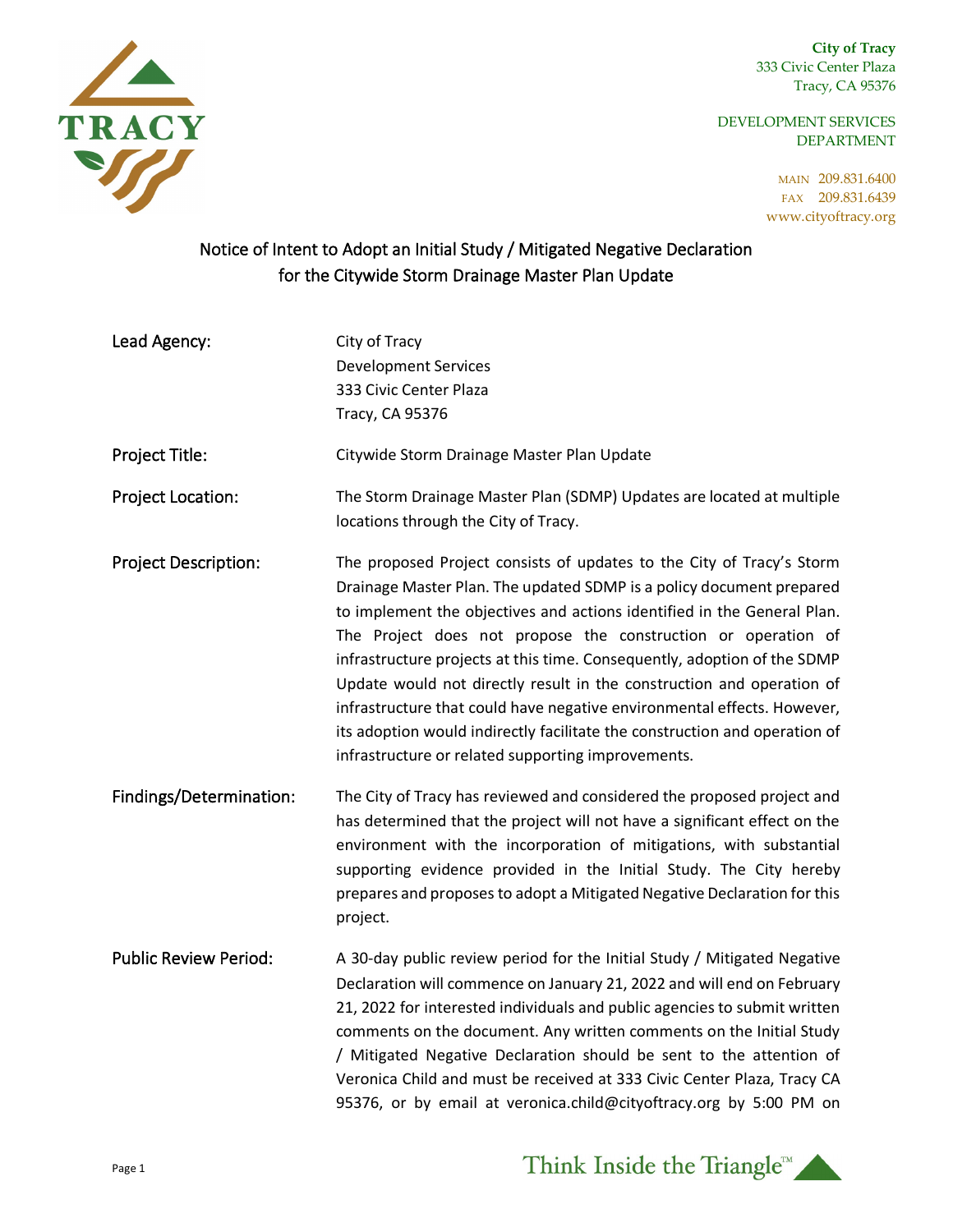City of Tracy
333 Civic Center Plaza
Tracy, CA 95376

DEVELOPMENT SERVICES DEPARTMENT

MAIN 209.831.6400
FAX 209.831.6439
www.cityoftracy.org

# Notice of Intent to Adopt an Initial Study / Mitigated Negative Declaration for the Citywide Storm Drainage Master Plan Update

**Lead Agency:** City of Tracy
Development Services
333 Civic Center Plaza
Tracy, CA 95376

**Project Title:** Citywide Storm Drainage Master Plan Update

**Project Location:** The Storm Drainage Master Plan (SDMP) Updates are located at multiple locations through the City of Tracy.

**Project Description:** The proposed Project consists of updates to the City of Tracy's Storm Drainage Master Plan. The updated SDMP is a policy document prepared to implement the objectives and actions identified in the General Plan. The Project does not propose the construction or operation of infrastructure projects at this time. Consequently, adoption of the SDMP Update would not directly result in the construction and operation of infrastructure that could have negative environmental effects. However, its adoption would indirectly facilitate the construction and operation of infrastructure or related supporting improvements.

**Findings/Determination:** The City of Tracy has reviewed and considered the proposed project and has determined that the project will not have a significant effect on the environment with the incorporation of mitigations, with substantial supporting evidence provided in the Initial Study. The City hereby prepares and proposes to adopt a Mitigated Negative Declaration for this project.

**Public Review Period:** A 30-day public review period for the Initial Study / Mitigated Negative Declaration will commence on January 21, 2022 and will end on February 21, 2022 for interested individuals and public agencies to submit written comments on the document. Any written comments on the Initial Study / Mitigated Negative Declaration should be sent to the attention of Veronica Child and must be received at 333 Civic Center Plaza, Tracy CA 95376, or by email at veronica.child@cityoftracy.org by 5:00 PM on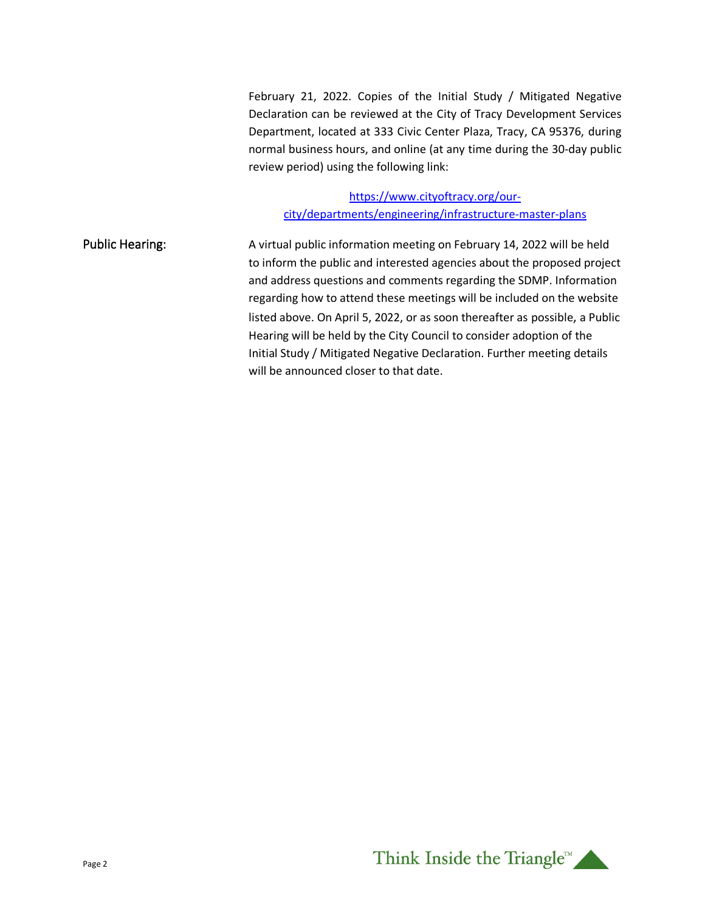February 21, 2022. Copies of the Initial Study / Mitigated Negative Declaration can be reviewed at the City of Tracy Development Services Department, located at 333 Civic Center Plaza, Tracy, CA 95376, during normal business hours, and online (at any time during the 30-day public review period) using the following link:

[https://www.cityoftracy.org/our-city/departments/engineering/infrastructure-master-plans](https://www.cityoftracy.org/our-city/departments/engineering/infrastructure-master-plans)

**Public Hearing:** A virtual public information meeting on February 14, 2022 will be held to inform the public and interested agencies about the proposed project and address questions and comments regarding the SDMP. Information regarding how to attend these meetings will be included on the website listed above. On April 5, 2022, or as soon thereafter as possible, a Public Hearing will be held by the City Council to consider adoption of the Initial Study / Mitigated Negative Declaration. Further meeting details will be announced closer to that date.